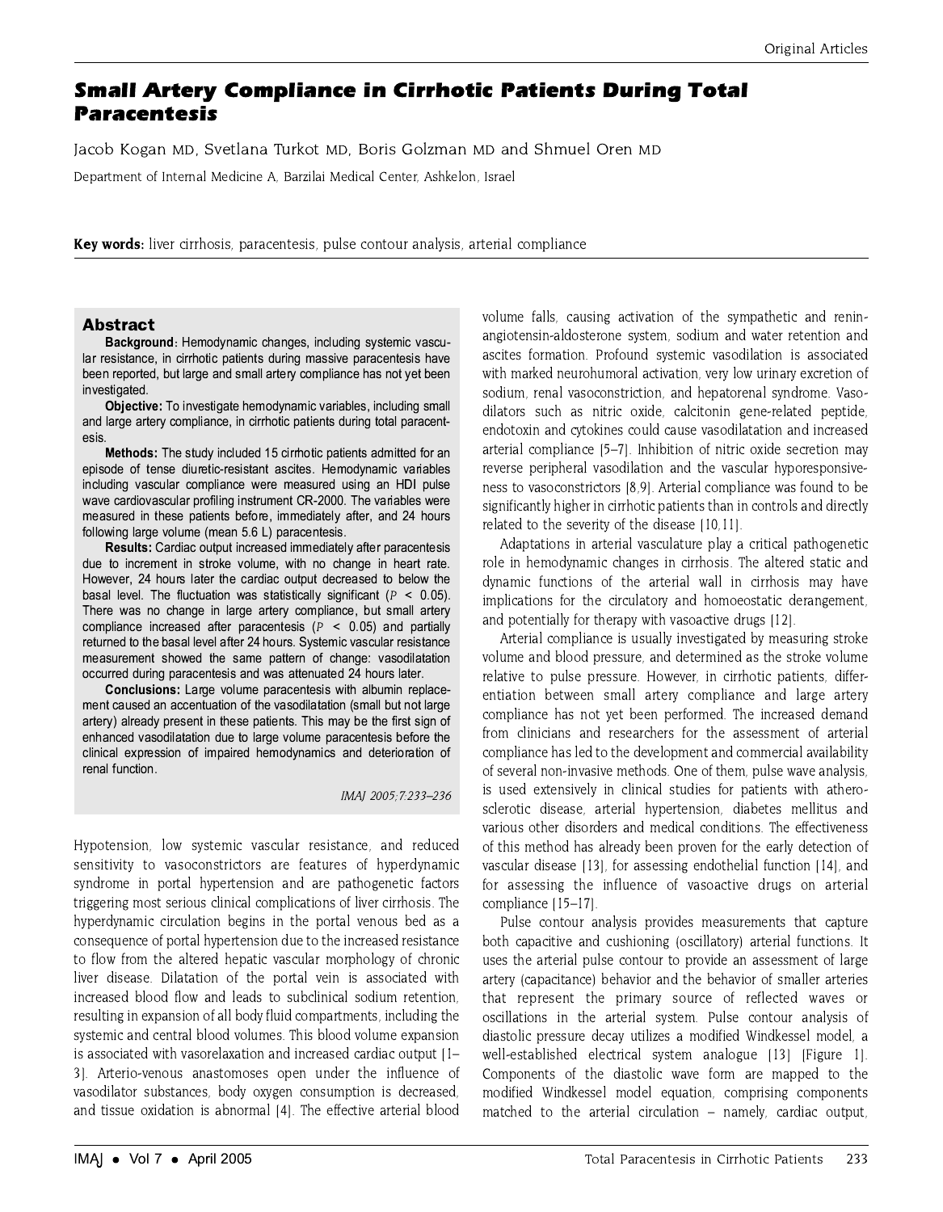# Small Artery Compliance in Cirrhotic Patients During Total Paracentesis

Jacob Kogan MD, Svetlana Turkot MD, Boris Golzman MD and Shmuel Oren MD

Department of Internal Medicine A, Barzilai Medical Center, Ashkelon, Israel

**Key words:** liver cirrhosis, paracentesis, pulse contour analysis, arterial compliance

## Abstract

**Background:** Hemodynamic changes, including systemic vascular resistance, in cirrhotic patients during massive paracentesis have been reported, but large and small artery compliance has not yet been investigated.

**Objective:** To investigate hemodynamic variables, including small and large artery compliance, in cirrhotic patients during total paracentesis.

**Methods:** The study included 15 cirrhotic patients admitted for an episode of tense diuretic-resistant ascites. Hemodynamic variables including vascular compliance were measured using an HDI pulse wave cardiovascular profiling instrument CR-2000. The variables were measured in these patients before, immediately after, and 24 hours following large volume (mean 5.6 L) paracentesis.

**Results:** Cardiac output increased immediately after paracentesis due to increment in stroke volume, with no change in heart rate. However, 24 hours later the cardiac output decreased to below the basal level. The fluctuation was statistically significant ($P < 0.05$). There was no change in large artery compliance, but small artery compliance increased after paracentesis ($P < 0.05$) and partially returned to the basal level after 24 hours. Systemic vascular resistance measurement showed the same pattern of change: vasodilatation occurred during paracentesis and was attenuated 24 hours later.

**Conclusions:** Large volume paracentesis with albumin replacement caused an accentuation of the vasodilatation (small but not large artery) already present in these patients. This may be the first sign of enhanced vasodilatation due to large volume paracentesis before the clinical expression of impaired hemodynamics and deterioration of renal function.

*IMAJ 2005;7:233–236*

Hypotension, low systemic vascular resistance, and reduced sensitivity to vasoconstrictors are features of hyperdynamic syndrome in portal hypertension and are pathogenetic factors triggering most serious clinical complications of liver cirrhosis. The hyperdynamic circulation begins in the portal venous bed as a consequence of portal hypertension due to the increased resistance to flow from the altered hepatic vascular morphology of chronic liver disease. Dilatation of the portal vein is associated with increased blood flow and leads to subclinical sodium retention, resulting in expansion of all body fluid compartments, including the systemic and central blood volumes. This blood volume expansion is associated with vasorelaxation and increased cardiac output [1–3]. Arterio-venous anastomoses open under the influence of vasodilator substances, body oxygen consumption is decreased, and tissue oxidation is abnormal [4]. The effective arterial blood volume falls, causing activation of the sympathetic and renin-angiotensin-aldosterone system, sodium and water retention and ascites formation. Profound systemic vasodilation is associated with marked neurohumoral activation, very low urinary excretion of sodium, renal vasoconstriction, and hepatorenal syndrome. Vasodilators such as nitric oxide, calcitonin gene-related peptide, endotoxin and cytokines could cause vasodilatation and increased arterial compliance [5–7]. Inhibition of nitric oxide secretion may reverse peripheral vasodilation and the vascular hyporesponsiveness to vasoconstrictors [8,9]. Arterial compliance was found to be significantly higher in cirrhotic patients than in controls and directly related to the severity of the disease [10,11].

Adaptations in arterial vasculature play a critical pathogenetic role in hemodynamic changes in cirrhosis. The altered static and dynamic functions of the arterial wall in cirrhosis may have implications for the circulatory and homoeostatic derangement, and potentially for therapy with vasoactive drugs [12].

Arterial compliance is usually investigated by measuring stroke volume and blood pressure, and determined as the stroke volume relative to pulse pressure. However, in cirrhotic patients, differentiation between small artery compliance and large artery compliance has not yet been performed. The increased demand from clinicians and researchers for the assessment of arterial compliance has led to the development and commercial availability of several non-invasive methods. One of them, pulse wave analysis, is used extensively in clinical studies for patients with atherosclerotic disease, arterial hypertension, diabetes mellitus and various other disorders and medical conditions. The effectiveness of this method has already been proven for the early detection of vascular disease [13], for assessing endothelial function [14], and for assessing the influence of vasoactive drugs on arterial compliance [15–17].

Pulse contour analysis provides measurements that capture both capacitive and cushioning (oscillatory) arterial functions. It uses the arterial pulse contour to provide an assessment of large artery (capacitance) behavior and the behavior of smaller arteries that represent the primary source of reflected waves or oscillations in the arterial system. Pulse contour analysis of diastolic pressure decay utilizes a modified Windkessel model, a well-established electrical system analogue [13] [Figure 1]. Components of the diastolic wave form are mapped to the modified Windkessel model equation, comprising components matched to the arterial circulation – namely, cardiac output,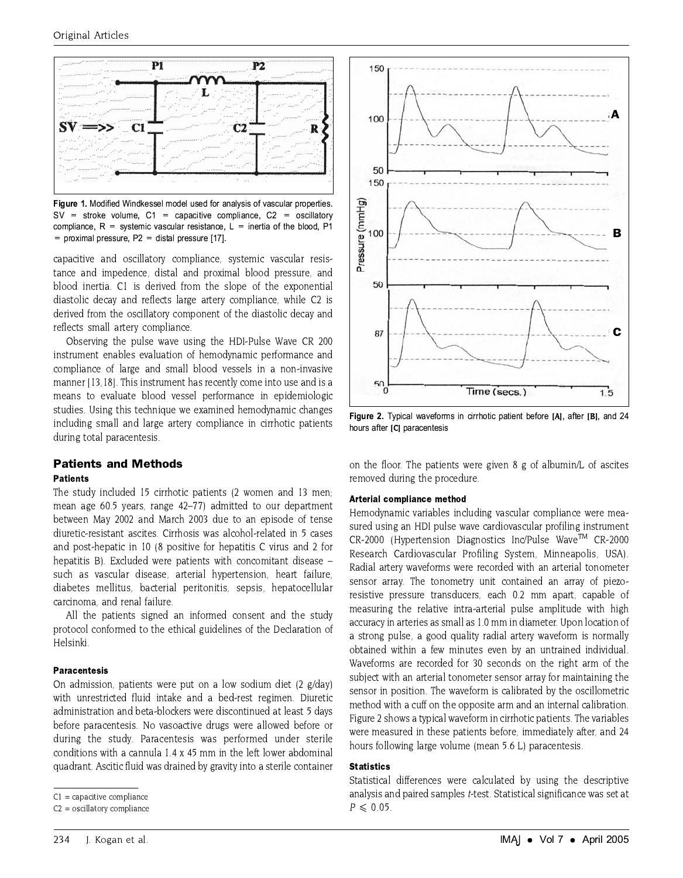Figure 1. Modified Windkessel model used for analysis of vascular properties. SV = stroke volume, C1 = capacitive compliance, C2 = oscillatory compliance, R = systemic vascular resistance, L = inertia of the blood, P1 = proximal pressure, P2 = distal pressure [17].

capacitive and oscillatory compliance, systemic vascular resistance and impedence, distal and proximal blood pressure, and blood inertia. C1 is derived from the slope of the exponential diastolic decay and reflects large artery compliance, while C2 is derived from the oscillatory component of the diastolic decay and reflects small artery compliance.

Observing the pulse wave using the HDI-Pulse Wave CR 200 instrument enables evaluation of hemodynamic performance and compliance of large and small blood vessels in a non-invasive manner [13,18]. This instrument has recently come into use and is a means to evaluate blood vessel performance in epidemiologic studies. Using this technique we examined hemodynamic changes including small and large artery compliance in cirrhotic patients during total paracentesis.

## Patients and Methods

### Patients

The study included 15 cirrhotic patients (2 women and 13 men; mean age 60.5 years, range 42–77) admitted to our department between May 2002 and March 2003 due to an episode of tense diuretic-resistant ascites. Cirrhosis was alcohol-related in 5 cases and post-hepatic in 10 (8 positive for hepatitis C virus and 2 for hepatitis B). Excluded were patients with concomitant disease – such as vascular disease, arterial hypertension, heart failure, diabetes mellitus, bacterial peritonitis, sepsis, hepatocellular carcinoma, and renal failure.

All the patients signed an informed consent and the study protocol conformed to the ethical guidelines of the Declaration of Helsinki.

### Paracentesis

On admission, patients were put on a low sodium diet (2 g/day) with unrestricted fluid intake and a bed-rest regimen. Diuretic administration and beta-blockers were discontinued at least 5 days before paracentesis. No vasoactive drugs were allowed before or during the study. Paracentesis was performed under sterile conditions with a cannula 1.4 x 45 mm in the left lower abdominal quadrant. Ascitic fluid was drained by gravity into a sterile container on the floor. The patients were given 8 g of albumin/L of ascites removed during the procedure.

C1 = capacitive compliance

C2 = oscillatory compliance

Figure 2. Typical waveforms in cirrhotic patient before [A], after [B], and 24 hours after [C] paracentesis

### Arterial compliance method

Hemodynamic variables including vascular compliance were measured using an HDI pulse wave cardiovascular profiling instrument CR-2000 (Hypertension Diagnostics Inc/Pulse Wave™ CR-2000 Research Cardiovascular Profiling System, Minneapolis, USA). Radial artery waveforms were recorded with an arterial tonometer sensor array. The tonometry unit contained an array of piezo-resistive pressure transducers, each 0.2 mm apart, capable of measuring the relative intra-arterial pulse amplitude with high accuracy in arteries as small as 1.0 mm in diameter. Upon location of a strong pulse, a good quality radial artery waveform is normally obtained within a few minutes even by an untrained individual. Waveforms are recorded for 30 seconds on the right arm of the subject with an arterial tonometer sensor array for maintaining the sensor in position. The waveform is calibrated by the oscillometric method with a cuff on the opposite arm and an internal calibration. Figure 2 shows a typical waveform in cirrhotic patients. The variables were measured in these patients before, immediately after, and 24 hours following large volume (mean 5.6 L) paracentesis.

### Statistics

Statistical differences were calculated by using the descriptive analysis and paired samples *t*-test. Statistical significance was set at $P \leqslant 0.05$.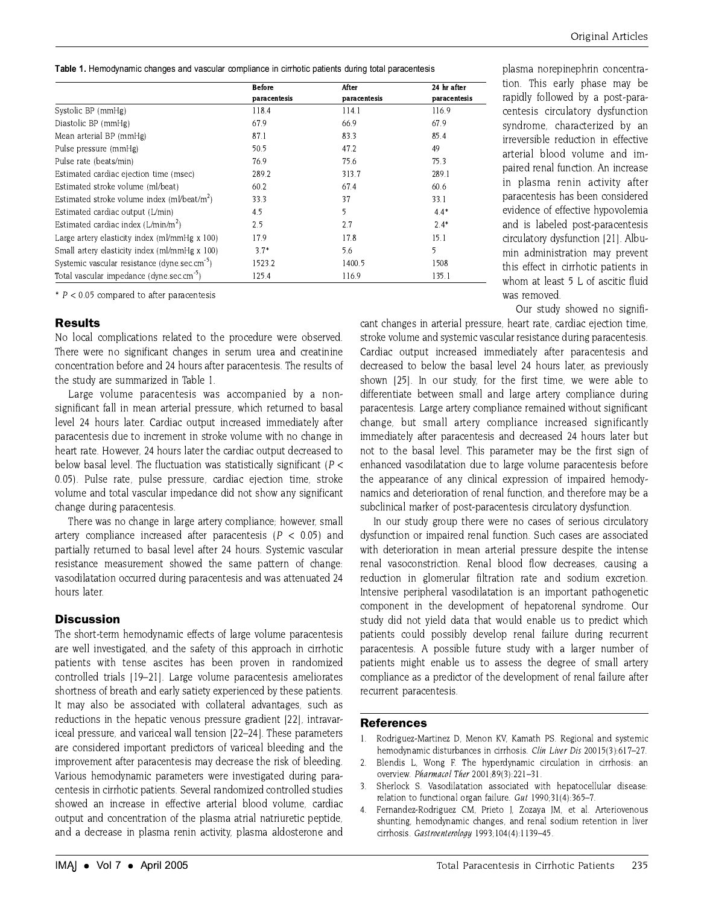**Table 1.** Hemodynamic changes and vascular compliance in cirrhotic patients during total paracentesis

| | Before paracentesis | After paracentesis | 24 hr after paracentesis |
|---|---|---|---|
| Systolic BP (mmHg) | 118.4 | 114.1 | 116.9 |
| Diastolic BP (mmHg) | 67.9 | 66.9 | 67.9 |
| Mean arterial BP (mmHg) | 87.1 | 83.3 | 85.4 |
| Pulse pressure (mmHg) | 50.5 | 47.2 | 49 |
| Pulse rate (beats/min) | 76.9 | 75.6 | 75.3 |
| Estimated cardiac ejection time (msec) | 289.2 | 313.7 | 289.1 |
| Estimated stroke volume (ml/beat) | 60.2 | 67.4 | 60.6 |
| Estimated stroke volume index (ml/beat/m$^2$) | 33.3 | 37 | 33.1 |
| Estimated cardiac output (L/min) | 4.5 | 5 | 4.4* |
| Estimated cardiac index (L/min/m$^2$) | 2.5 | 2.7 | 2.4* |
| Large artery elasticity index (ml/mmHg x 100) | 17.9 | 17.8 | 15.1 |
| Small artery elasticity index (ml/mmHg x 100) | 3.7* | 5.6 | 5 |
| Systemic vascular resistance (dyne.sec.cm$^{-5}$) | 1523.2 | 1400.5 | 1508 |
| Total vascular impedance (dyne.sec.cm$^{-5}$) | 125.4 | 116.9 | 135.1 |

* $P < 0.05$ compared to after paracentesis

## Results

No local complications related to the procedure were observed. There were no significant changes in serum urea and creatinine concentration before and 24 hours after paracentesis. The results of the study are summarized in Table 1.

Large volume paracentesis was accompanied by a non-significant fall in mean arterial pressure, which returned to basal level 24 hours later. Cardiac output increased immediately after paracentesis due to increment in stroke volume with no change in heart rate. However, 24 hours later the cardiac output decreased to below basal level. The fluctuation was statistically significant ($P < 0.05$). Pulse rate, pulse pressure, cardiac ejection time, stroke volume and total vascular impedance did not show any significant change during paracentesis.

There was no change in large artery compliance; however, small artery compliance increased after paracentesis ($P < 0.05$) and partially returned to basal level after 24 hours. Systemic vascular resistance measurement showed the same pattern of change: vasodilatation occurred during paracentesis and was attenuated 24 hours later.

## Discussion

The short-term hemodynamic effects of large volume paracentesis are well investigated, and the safety of this approach in cirrhotic patients with tense ascites has been proven in randomized controlled trials [19–21]. Large volume paracentesis ameliorates shortness of breath and early satiety experienced by these patients. It may also be associated with collateral advantages, such as reductions in the hepatic venous pressure gradient [22], intravariceal pressure, and variceal wall tension [22–24]. These parameters are considered important predictors of variceal bleeding and the improvement after paracentesis may decrease the risk of bleeding. Various hemodynamic parameters were investigated during paracentesis in cirrhotic patients. Several randomized controlled studies showed an increase in effective arterial blood volume, cardiac output and concentration of the plasma atrial natriuretic peptide, and a decrease in plasma renin activity, plasma aldosterone and plasma norepinephrin concentration. This early phase may be rapidly followed by a post-paracentesis circulatory dysfunction syndrome, characterized by an irreversible reduction in effective arterial blood volume and impaired renal function. An increase in plasma renin activity after paracentesis has been considered evidence of effective hypovolemia and is labeled post-paracentesis circulatory dysfunction [21]. Albumin administration may prevent this effect in cirrhotic patients in whom at least 5 L of ascitic fluid was removed.

Our study showed no significant changes in arterial pressure, heart rate, cardiac ejection time, stroke volume and systemic vascular resistance during paracentesis. Cardiac output increased immediately after paracentesis and decreased to below the basal level 24 hours later, as previously shown [25]. In our study, for the first time, we were able to differentiate between small and large artery compliance during paracentesis. Large artery compliance remained without significant change, but small artery compliance increased significantly immediately after paracentesis and decreased 24 hours later but not to the basal level. This parameter may be the first sign of enhanced vasodilatation due to large volume paracentesis before the appearance of any clinical expression of impaired hemodynamics and deterioration of renal function, and therefore may be a subclinical marker of post-paracentesis circulatory dysfunction.

In our study group there were no cases of serious circulatory dysfunction or impaired renal function. Such cases are associated with deterioration in mean arterial pressure despite the intense renal vasoconstriction. Renal blood flow decreases, causing a reduction in glomerular filtration rate and sodium excretion. Intensive peripheral vasodilatation is an important pathogenetic component in the development of hepatorenal syndrome. Our study did not yield data that would enable us to predict which patients could possibly develop renal failure during recurrent paracentesis. A possible future study with a larger number of patients might enable us to assess the degree of small artery compliance as a predictor of the development of renal failure after recurrent paracentesis.

## References

1. Rodriguez-Martinez D, Menon KV, Kamath PS. Regional and systemic hemodynamic disturbances in cirrhosis. *Clin Liver Dis* 20015(3):617–27.
2. Blendis L, Wong F. The hyperdynamic circulation in cirrhosis: an overview. *Pharmacol Ther* 2001;89(3):221–31.
3. Sherlock S. Vasodilatation associated with hepatocellular disease: relation to functional organ failure. *Gut* 1990;31(4):365–7.
4. Fernandez-Rodriguez CM, Prieto J, Zozaya JM, et al. Arteriovenous shunting, hemodynamic changes, and renal sodium retention in liver cirrhosis. *Gastroenterology* 1993;104(4):1139–45.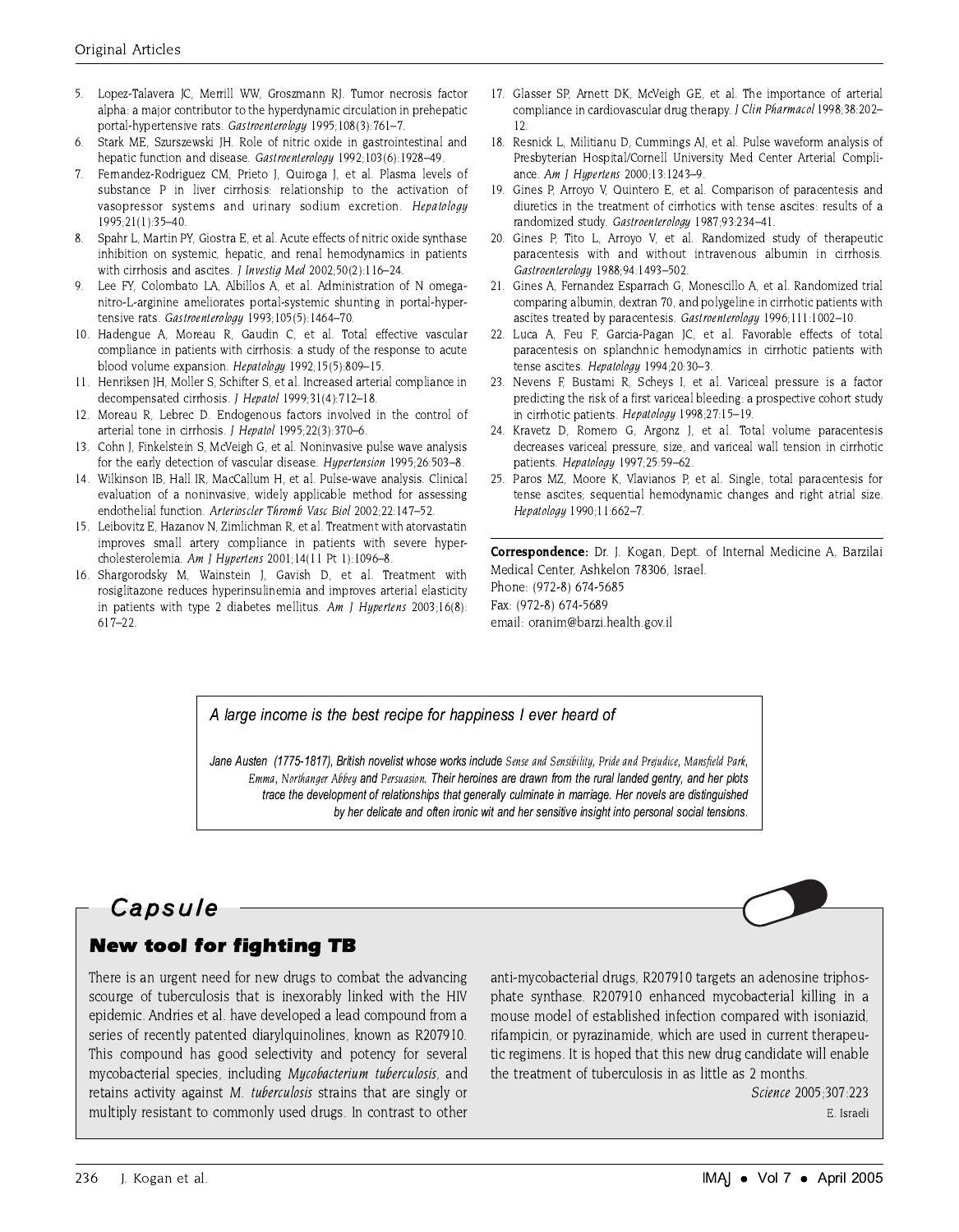5. Lopez-Talavera JC, Merrill WW, Groszmann RJ. Tumor necrosis factor alpha: a major contributor to the hyperdynamic circulation in prehepatic portal-hypertensive rats. *Gastroenterology* 1995;108(3):761–7.
6. Stark ME, Szurszewski JH. Role of nitric oxide in gastrointestinal and hepatic function and disease. *Gastroenterology* 1992;103(6):1928–49.
7. Fernandez-Rodriguez CM, Prieto J, Quiroga J, et al. Plasma levels of substance P in liver cirrhosis: relationship to the activation of vasopressor systems and urinary sodium excretion. *Hepatology* 1995;21(1):35–40.
8. Spahr L, Martin PY, Giostra E, et al. Acute effects of nitric oxide synthase inhibition on systemic, hepatic, and renal hemodynamics in patients with cirrhosis and ascites. *J Investig Med* 2002;50(2):116–24.
9. Lee FY, Colombato LA, Albillos A, et al. Administration of N omega-nitro-L-arginine ameliorates portal-systemic shunting in portal-hypertensive rats. *Gastroenterology* 1993;105(5):1464–70.
10. Hadengue A, Moreau R, Gaudin C, et al. Total effective vascular compliance in patients with cirrhosis: a study of the response to acute blood volume expansion. *Hepatology* 1992;15(5):809–15.
11. Henriksen JH, Moller S, Schifter S, et al. Increased arterial compliance in decompensated cirrhosis. *J Hepatol* 1999;31(4):712–18.
12. Moreau R, Lebrec D. Endogenous factors involved in the control of arterial tone in cirrhosis. *J Hepatol* 1995;22(3):370–6.
13. Cohn J, Finkelstein S, McVeigh G, et al. Noninvasive pulse wave analysis for the early detection of vascular disease. *Hypertension* 1995;26:503–8.
14. Wilkinson IB, Hall IR, MacCallum H, et al. Pulse-wave analysis. Clinical evaluation of a noninvasive, widely applicable method for assessing endothelial function. *Arterioscler Thromb Vasc Biol* 2002;22:147–52.
15. Leibovitz E, Hazanov N, Zimlichman R, et al. Treatment with atorvastatin improves small artery compliance in patients with severe hypercholesterolemia. *Am J Hypertens* 2001;14(11 Pt 1):1096–8.
16. Shargorodsky M, Wainstein J, Gavish D, et al. Treatment with rosiglitazone reduces hyperinsulinemia and improves arterial elasticity in patients with type 2 diabetes mellitus. *Am J Hypertens* 2003;16(8):617–22.
17. Glasser SP, Arnett DK, McVeigh GE, et al. The importance of arterial compliance in cardiovascular drug therapy. *J Clin Pharmacol* 1998;38:202–12.
18. Resnick L, Militianu D, Cummings AJ, et al. Pulse waveform analysis of Presbyterian Hospital/Cornell University Med Center Arterial Compliance. *Am J Hypertens* 2000;13:1243–9.
19. Gines P, Arroyo V, Quintero E, et al. Comparison of paracentesis and diuretics in the treatment of cirrhotics with tense ascites: results of a randomized study. *Gastroenterology* 1987;93:234–41.
20. Gines P, Tito L, Arroyo V, et al. Randomized study of therapeutic paracentesis with and without intravenous albumin in cirrhosis. *Gastroenterology* 1988;94:1493–502.
21. Gines A, Fernandez Esparrach G, Monescillo A, et al. Randomized trial comparing albumin, dextran 70, and polygeline in cirrhotic patients with ascites treated by paracentesis. *Gastroenterology* 1996;111:1002–10.
22. Luca A, Feu F, Garcia-Pagan JC, et al. Favorable effects of total paracentesis on splanchnic hemodynamics in cirrhotic patients with tense ascites. *Hepatology* 1994;20:30–3.
23. Nevens F, Bustami R, Scheys I, et al. Variceal pressure is a factor predicting the risk of a first variceal bleeding: a prospective cohort study in cirrhotic patients. *Hepatology* 1998;27:15–19.
24. Kravetz D, Romero G, Argonz J, et al. Total volume paracentesis decreases variceal pressure, size, and variceal wall tension in cirrhotic patients. *Hepatology* 1997;25:59–62.
25. Paros MZ, Moore K, Vlavianos P, et al. Single, total paracentesis for tense ascites; sequential hemodynamic changes and right atrial size. *Hepatology* 1990;11:662–7.

**Correspondence:** Dr. J. Kogan, Dept. of Internal Medicine A, Barzilai Medical Center, Ashkelon 78306, Israel.
Phone: (972-8) 674-5685
Fax: (972-8) 674-5689
email: oranim@barzi.health.gov.il

*A large income is the best recipe for happiness I ever heard of*

*Jane Austen (1775-1817), British novelist whose works include Sense and Sensibility, Pride and Prejudice, Mansfield Park, Emma, Northanger Abbey and Persuasion. Their heroines are drawn from the rural landed gentry, and her plots trace the development of relationships that generally culminate in marriage. Her novels are distinguished by her delicate and often ironic wit and her sensitive insight into personal social tensions.*

## Capsule

### New tool for fighting TB

There is an urgent need for new drugs to combat the advancing scourge of tuberculosis that is inexorably linked with the HIV epidemic. Andries et al. have developed a lead compound from a series of recently patented diarylquinolines, known as R207910. This compound has good selectivity and potency for several mycobacterial species, including *Mycobacterium tuberculosis*, and retains activity against *M. tuberculosis* strains that are singly or multiply resistant to commonly used drugs. In contrast to other anti-mycobacterial drugs, R207910 targets an adenosine triphosphate synthase. R207910 enhanced mycobacterial killing in a mouse model of established infection compared with isoniazid, rifampicin, or pyrazinamide, which are used in current therapeutic regimens. It is hoped that this new drug candidate will enable the treatment of tuberculosis in as little as 2 months.

*Science* 2005;307:223

E. Israeli